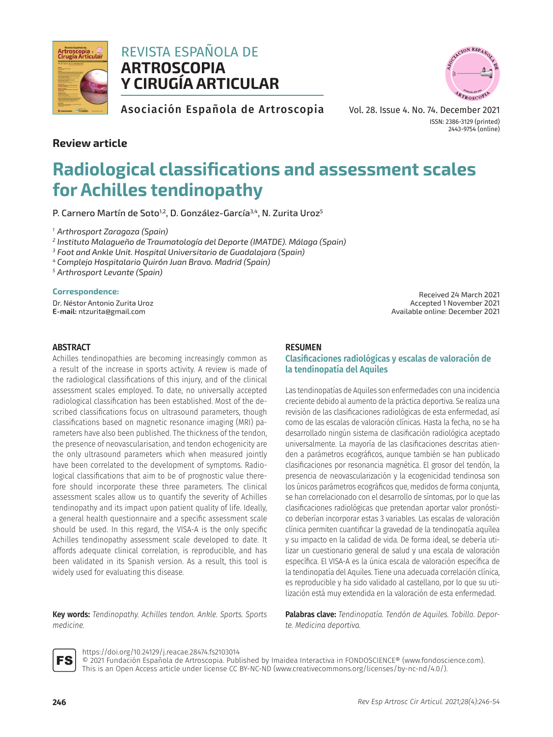REVISTA ESPAÑOLA DE
**ARTROSCOPIA Y CIRUGÍA ARTICULAR**

Asociación Española de Artroscopia

Vol. 28. Issue 4. No. 74. December 2021

ISSN: 2386-3129 (printed)
2443-9754 (online)

**Review article**

# Radiological classifications and assessment scales for Achilles tendinopathy

P. Carnero Martín de Soto[1,2], D. González-García[3,4], N. Zurita Uroz[5]

[1] *Arthrosport Zaragoza (Spain)*
[2] *Instituto Malagueño de Traumatología del Deporte (IMATDE). Málaga (Spain)*
[3] *Foot and Ankle Unit. Hospital Universitario de Guadalajara (Spain)*
[4] *Complejo Hospitalario Quirón Juan Bravo. Madrid (Spain)*
[5] *Arthrosport Levante (Spain)*

**Correspondence:**
Dr. Néstor Antonio Zurita Uroz
**E-mail:** ntzurita@gmail.com

Received 24 March 2021
Accepted 1 November 2021
Available online: December 2021

## ABSTRACT

Achilles tendinopathies are becoming increasingly common as a result of the increase in sports activity. A review is made of the radiological classifications of this injury, and of the clinical assessment scales employed. To date, no universally accepted radiological classification has been established. Most of the described classifications focus on ultrasound parameters, though classifications based on magnetic resonance imaging (MRI) parameters have also been published. The thickness of the tendon, the presence of neovascularisation, and tendon echogenicity are the only ultrasound parameters which when measured jointly have been correlated to the development of symptoms. Radiological classifications that aim to be of prognostic value therefore should incorporate these three parameters. The clinical assessment scales allow us to quantify the severity of Achilles tendinopathy and its impact upon patient quality of life. Ideally, a general health questionnaire and a specific assessment scale should be used. In this regard, the VISA-A is the only specific Achilles tendinopathy assessment scale developed to date. It affords adequate clinical correlation, is reproducible, and has been validated in its Spanish version. As a result, this tool is widely used for evaluating this disease.

**Key words:** *Tendinopathy. Achilles tendon. Ankle. Sports. Sports medicine.*

## RESUMEN

### Clasificaciones radiológicas y escalas de valoración de la tendinopatía del Aquiles

Las tendinopatías de Aquiles son enfermedades con una incidencia creciente debido al aumento de la práctica deportiva. Se realiza una revisión de las clasificaciones radiológicas de esta enfermedad, así como de las escalas de valoración clínicas. Hasta la fecha, no se ha desarrollado ningún sistema de clasificación radiológica aceptado universalmente. La mayoría de las clasificaciones descritas atienden a parámetros ecográficos, aunque también se han publicado clasificaciones por resonancia magnética. El grosor del tendón, la presencia de neovascularización y la ecogenicidad tendinosa son los únicos parámetros ecográficos que, medidos de forma conjunta, se han correlacionado con el desarrollo de síntomas, por lo que las clasificaciones radiológicas que pretendan aportar valor pronóstico deberían incorporar estas 3 variables. Las escalas de valoración clínica permiten cuantificar la gravedad de la tendinopatía aquílea y su impacto en la calidad de vida. De forma ideal, se debería utilizar un cuestionario general de salud y una escala de valoración específica. El VISA-A es la única escala de valoración específica de la tendinopatía del Aquiles. Tiene una adecuada correlación clínica, es reproducible y ha sido validado al castellano, por lo que su utilización está muy extendida en la valoración de esta enfermedad.

**Palabras clave:** *Tendinopatía. Tendón de Aquiles. Tobillo. Deporte. Medicina deportiva.*

https://doi.org/10.24129/j.reacae.28474.fs2103014
© 2021 Fundación Española de Artroscopia. Published by Imaidea Interactiva in FONDOSCIENCE® (www.fondoscience.com). This is an Open Access article under license CC BY-NC-ND (www.creativecommons.org/licenses/by-nc-nd/4.0/).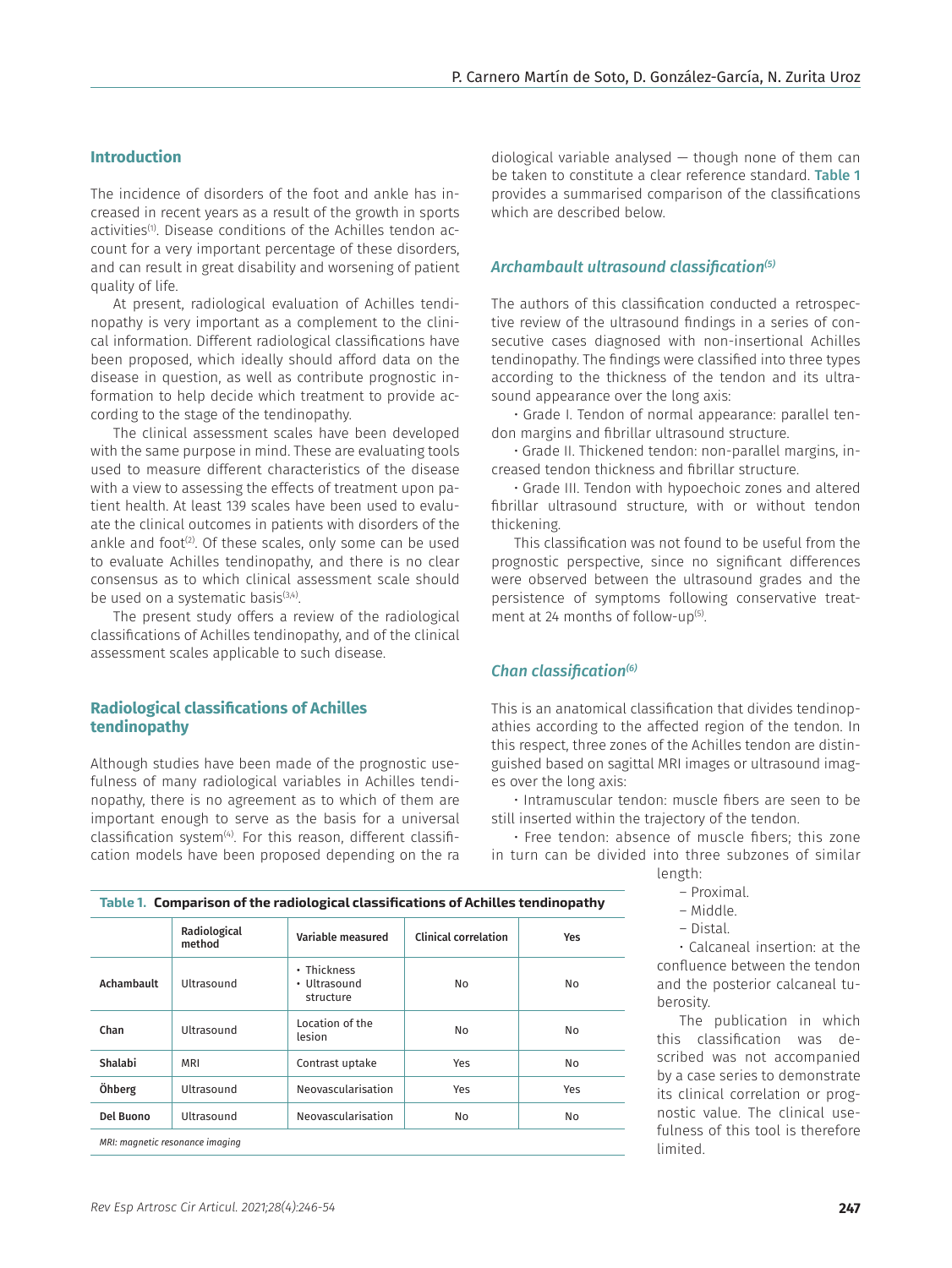## Introduction

The incidence of disorders of the foot and ankle has increased in recent years as a result of the growth in sports activities[1]. Disease conditions of the Achilles tendon account for a very important percentage of these disorders, and can result in great disability and worsening of patient quality of life.

At present, radiological evaluation of Achilles tendinopathy is very important as a complement to the clinical information. Different radiological classifications have been proposed, which ideally should afford data on the disease in question, as well as contribute prognostic information to help decide which treatment to provide according to the stage of the tendinopathy.

The clinical assessment scales have been developed with the same purpose in mind. These are evaluating tools used to measure different characteristics of the disease with a view to assessing the effects of treatment upon patient health. At least 139 scales have been used to evaluate the clinical outcomes in patients with disorders of the ankle and foot[2]. Of these scales, only some can be used to evaluate Achilles tendinopathy, and there is no clear consensus as to which clinical assessment scale should be used on a systematic basis[3,4].

The present study offers a review of the radiological classifications of Achilles tendinopathy, and of the clinical assessment scales applicable to such disease.

## Radiological classifications of Achilles tendinopathy

Although studies have been made of the prognostic usefulness of many radiological variables in Achilles tendinopathy, there is no agreement as to which of them are important enough to serve as the basis for a universal classification system[4]. For this reason, different classification models have been proposed depending on the radiological variable analysed — though none of them can be taken to constitute a clear reference standard. Table 1 provides a summarised comparison of the classifications which are described below.

**Table 1. Comparison of the radiological classifications of Achilles tendinopathy**

| | Radiological method | Variable measured | Clinical correlation | Yes |
|---|---|---|---|---|
| Achambault | Ultrasound | • Thickness<br>• Ultrasound structure | No | No |
| Chan | Ultrasound | Location of the lesion | No | No |
| Shalabi | MRI | Contrast uptake | Yes | No |
| Öhberg | Ultrasound | Neovascularisation | Yes | Yes |
| Del Buono | Ultrasound | Neovascularisation | No | No |

*MRI: magnetic resonance imaging*

### *Archambault ultrasound classification[5]*

The authors of this classification conducted a retrospective review of the ultrasound findings in a series of consecutive cases diagnosed with non-insertional Achilles tendinopathy. The findings were classified into three types according to the thickness of the tendon and its ultrasound appearance over the long axis:

- Grade I. Tendon of normal appearance: parallel tendon margins and fibrillar ultrasound structure.
- Grade II. Thickened tendon: non-parallel margins, increased tendon thickness and fibrillar structure.
- Grade III. Tendon with hypoechoic zones and altered fibrillar ultrasound structure, with or without tendon thickening.

This classification was not found to be useful from the prognostic perspective, since no significant differences were observed between the ultrasound grades and the persistence of symptoms following conservative treatment at 24 months of follow-up[5].

### *Chan classification[6]*

This is an anatomical classification that divides tendinopathies according to the affected region of the tendon. In this respect, three zones of the Achilles tendon are distinguished based on sagittal MRI images or ultrasound images over the long axis:

- Intramuscular tendon: muscle fibers are seen to be still inserted within the trajectory of the tendon.
- Free tendon: absence of muscle fibers; this zone in turn can be divided into three subzones of similar length:
  - Proximal.
  - Middle.
  - Distal.
- Calcaneal insertion: at the confluence between the tendon and the posterior calcaneal tuberosity.

The publication in which this classification was described was not accompanied by a case series to demonstrate its clinical correlation or prognostic value. The clinical usefulness of this tool is therefore limited.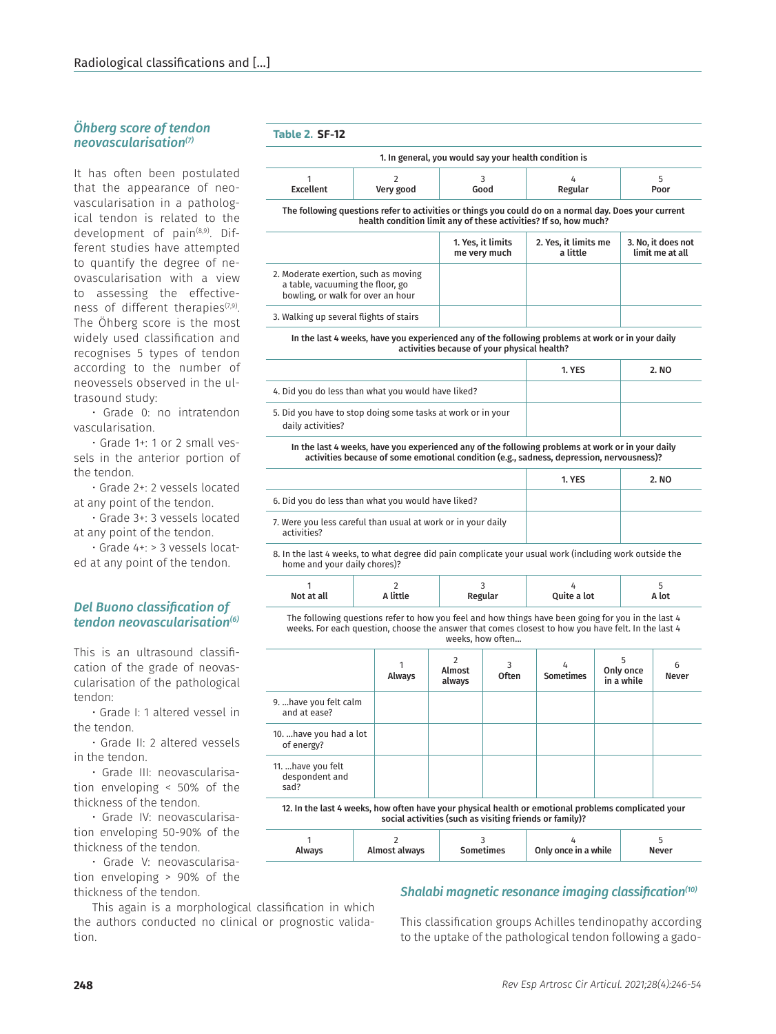### *Öhberg score of tendon neovascularisation*[7]

It has often been postulated that the appearance of neovascularisation in a pathological tendon is related to the development of pain[8,9]. Different studies have attempted to quantify the degree of neovascularisation with a view to assessing the effectiveness of different therapies[7,9]. The Öhberg score is the most widely used classification and recognises 5 types of tendon according to the number of neovessels observed in the ultrasound study:

- Grade 0: no intratendon vascularisation.
- Grade 1+: 1 or 2 small vessels in the anterior portion of the tendon.
- Grade 2+: 2 vessels located at any point of the tendon.
- Grade 3+: 3 vessels located at any point of the tendon.
- Grade 4+: > 3 vessels located at any point of the tendon.

### *Del Buono classification of tendon neovascularisation*[6]

This is an ultrasound classification of the grade of neovascularisation of the pathological tendon:

- Grade I: 1 altered vessel in the tendon.
- Grade II: 2 altered vessels in the tendon.
- Grade III: neovascularisation enveloping < 50% of the thickness of the tendon.
- Grade IV: neovascularisation enveloping 50-90% of the thickness of the tendon.
- Grade V: neovascularisation enveloping > 90% of the thickness of the tendon.

This again is a morphological classification in which the authors conducted no clinical or prognostic validation.

**Table 2. SF-12**

**1. In general, you would say your health condition is**

| 1 Excellent | 2 Very good | 3 Good | 4 Regular | 5 Poor |
|---|---|---|---|---|
| | | | | |

**The following questions refer to activities or things you could do on a normal day. Does your current health condition limit any of these activities? If so, how much?**

| | 1. Yes, it limits me very much | 2. Yes, it limits me a little | 3. No, it does not limit me at all |
|---|---|---|---|
| 2. Moderate exertion, such as moving a table, vacuuming the floor, go bowling, or walk for over an hour | | | |
| 3. Walking up several flights of stairs | | | |

**In the last 4 weeks, have you experienced any of the following problems at work or in your daily activities because of your physical health?**

| | 1. YES | 2. NO |
|---|---|---|
| 4. Did you do less than what you would have liked? | | |
| 5. Did you have to stop doing some tasks at work or in your daily activities? | | |

**In the last 4 weeks, have you experienced any of the following problems at work or in your daily activities because of some emotional condition (e.g., sadness, depression, nervousness)?**

| | 1. YES | 2. NO |
|---|---|---|
| 6. Did you do less than what you would have liked? | | |
| 7. Were you less careful than usual at work or in your daily activities? | | |

8. In the last 4 weeks, to what degree did pain complicate your usual work (including work outside the home and your daily chores)?

| 1 Not at all | 2 A little | 3 Regular | 4 Quite a lot | 5 A lot |
|---|---|---|---|---|
| | | | | |

The following questions refer to how you feel and how things have been going for you in the last 4 weeks. For each question, choose the answer that comes closest to how you have felt. In the last 4 weeks, how often...

| | 1 Always | 2 Almost always | 3 Often | 4 Sometimes | 5 Only once in a while | 6 Never |
|---|---|---|---|---|---|---|
| 9. ...have you felt calm and at ease? | | | | | | |
| 10. ...have you had a lot of energy? | | | | | | |
| 11. ...have you felt despondent and sad? | | | | | | |

**12. In the last 4 weeks, how often have your physical health or emotional problems complicated your social activities (such as visiting friends or family)?**

| 1 Always | 2 Almost always | 3 Sometimes | 4 Only once in a while | 5 Never |
|---|---|---|---|---|
| | | | | |

### *Shalabi magnetic resonance imaging classification*[10]

This classification groups Achilles tendinopathy according to the uptake of the pathological tendon following a gado-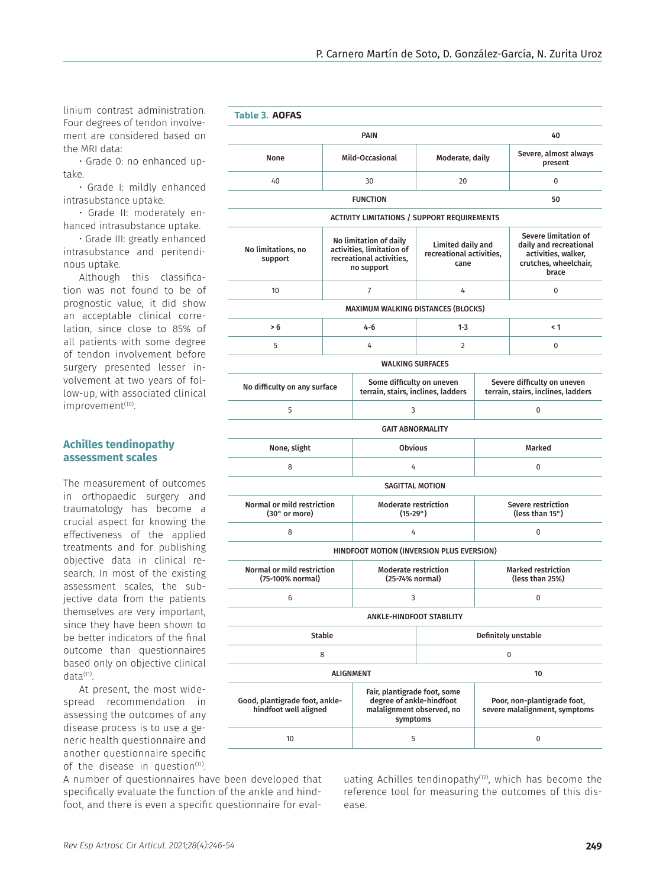linium contrast administration. Four degrees of tendon involvement are considered based on the MRI data:

- Grade 0: no enhanced uptake.
- Grade I: mildly enhanced intrasubstance uptake.
- Grade II: moderately enhanced intrasubstance uptake.
- Grade III: greatly enhanced intrasubstance and peritendinous uptake.

Although this classification was not found to be of prognostic value, it did show an acceptable clinical correlation, since close to 85% of all patients with some degree of tendon involvement before surgery presented lesser involvement at two years of follow-up, with associated clinical improvement[10].

## Achilles tendinopathy assessment scales

The measurement of outcomes in orthopaedic surgery and traumatology has become a crucial aspect for knowing the effectiveness of the applied treatments and for publishing objective data in clinical research. In most of the existing assessment scales, the subjective data from the patients themselves are very important, since they have been shown to be better indicators of the final outcome than questionnaires based only on objective clinical data[11].

At present, the most widespread recommendation in assessing the outcomes of any disease process is to use a generic health questionnaire and another questionnaire specific of the disease in question[11]. A number of questionnaires have been developed that specifically evaluate the function of the ankle and hindfoot, and there is even a specific questionnaire for evaluating Achilles tendinopathy[12], which has become the reference tool for measuring the outcomes of this disease.

**Table 3. AOFAS**

| PAIN | | | 40 |
|---|---|---|---|
| None | Mild-Occasional | Moderate, daily | Severe, almost always present |
| 40 | 30 | 20 | 0 |
| **FUNCTION** | | | **50** |
| **ACTIVITY LIMITATIONS / SUPPORT REQUIREMENTS** | | | |
| No limitations, no support | No limitation of daily activities, limitation of recreational activities, no support | Limited daily and recreational activities, cane | Severe limitation of daily and recreational activities, walker, crutches, wheelchair, brace |
| 10 | 7 | 4 | 0 |
| **MAXIMUM WALKING DISTANCES (BLOCKS)** | | | |
| > 6 | 4-6 | 1-3 | < 1 |
| 5 | 4 | 2 | 0 |
| **WALKING SURFACES** | | | |
| No difficulty on any surface | Some difficulty on uneven terrain, stairs, inclines, ladders | Severe difficulty on uneven terrain, stairs, inclines, ladders | |
| 5 | 3 | 0 | |
| **GAIT ABNORMALITY** | | | |
| None, slight | Obvious | Marked | |
| 8 | 4 | 0 | |
| **SAGITTAL MOTION** | | | |
| Normal or mild restriction (30° or more) | Moderate restriction (15-29°) | Severe restriction (less than 15°) | |
| 8 | 4 | 0 | |
| **HINDFOOT MOTION (INVERSION PLUS EVERSION)** | | | |
| Normal or mild restriction (75-100% normal) | Moderate restriction (25-74% normal) | Marked restriction (less than 25%) | |
| 6 | 3 | 0 | |
| **ANKLE-HINDFOOT STABILITY** | | | |
| Stable | Definitely unstable | | |
| 8 | 0 | | |
| **ALIGNMENT** | | | **10** |
| Good, plantigrade foot, ankle-hindfoot well aligned | Fair, plantigrade foot, some degree of ankle-hindfoot malalignment observed, no symptoms | Poor, non-plantigrade foot, severe malalignment, symptoms | |
| 10 | 5 | 0 | |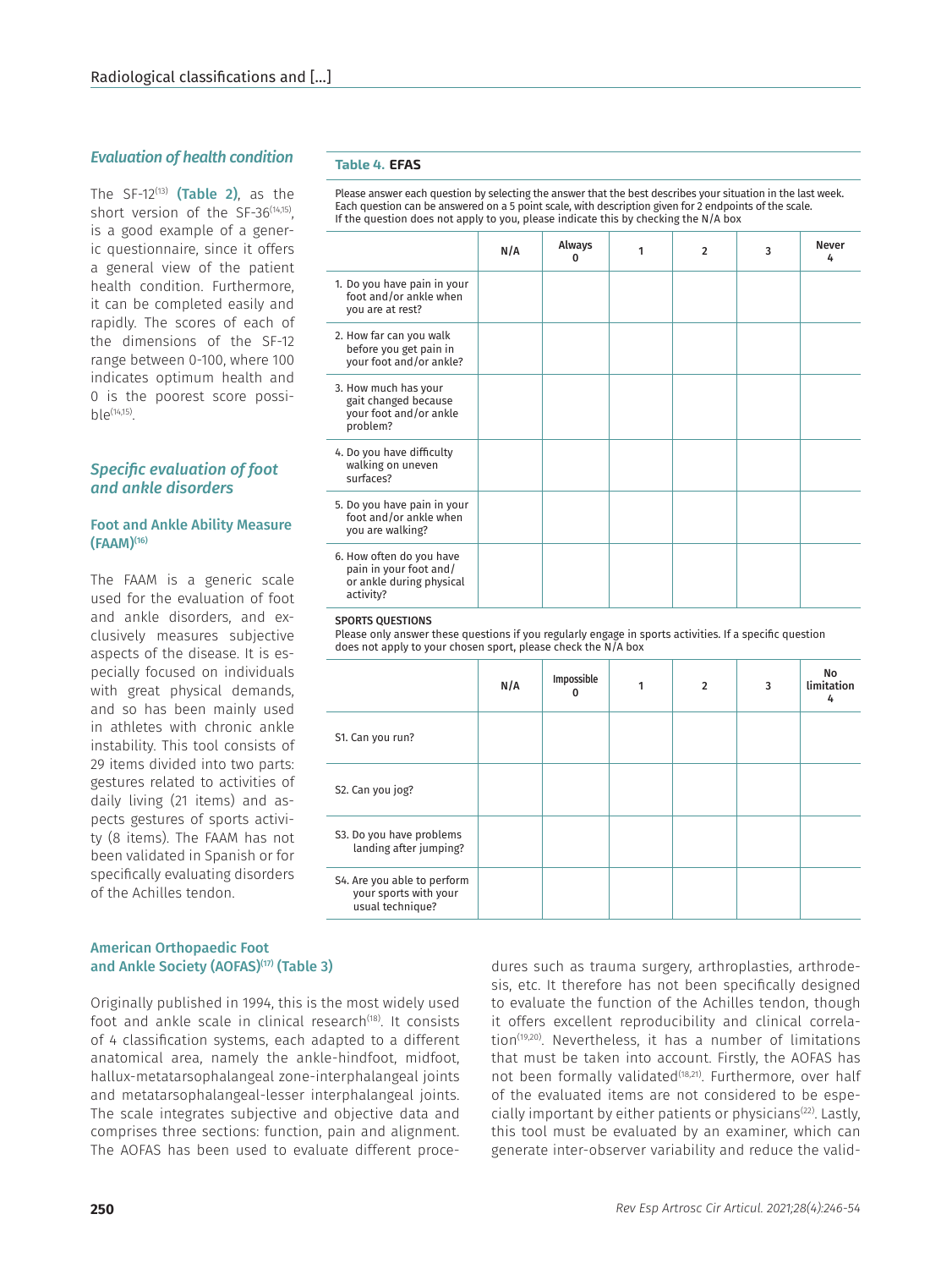## Evaluation of health condition

The SF-12[13] **(Table 2)**, as the short version of the SF-36[14,15], is a good example of a generic questionnaire, since it offers a general view of the patient health condition. Furthermore, it can be completed easily and rapidly. The scores of each of the dimensions of the SF-12 range between 0-100, where 100 indicates optimum health and 0 is the poorest score possible[14,15].

## Specific evaluation of foot and ankle disorders

### Foot and Ankle Ability Measure (FAAM)[16]

The FAAM is a generic scale used for the evaluation of foot and ankle disorders, and exclusively measures subjective aspects of the disease. It is especially focused on individuals with great physical demands, and so has been mainly used in athletes with chronic ankle instability. This tool consists of 29 items divided into two parts: gestures related to activities of daily living (21 items) and aspects gestures of sports activity (8 items). The FAAM has not been validated in Spanish or for specifically evaluating disorders of the Achilles tendon.

**Table 4. EFAS**

Please answer each question by selecting the answer that the best describes your situation in the last week. Each question can be answered on a 5 point scale, with description given for 2 endpoints of the scale. If the question does not apply to you, please indicate this by checking the N/A box

| | N/A | Always 0 | 1 | 2 | 3 | Never 4 |
|---|---|---|---|---|---|---|
| 1. Do you have pain in your foot and/or ankle when you are at rest? | | | | | | |
| 2. How far can you walk before you get pain in your foot and/or ankle? | | | | | | |
| 3. How much has your gait changed because your foot and/or ankle problem? | | | | | | |
| 4. Do you have difficulty walking on uneven surfaces? | | | | | | |
| 5. Do you have pain in your foot and/or ankle when you are walking? | | | | | | |
| 6. How often do you have pain in your foot and/or ankle during physical activity? | | | | | | |

SPORTS QUESTIONS
Please only answer these questions if you regularly engage in sports activities. If a specific question does not apply to your chosen sport, please check the N/A box

| | N/A | Impossible 0 | 1 | 2 | 3 | No limitation 4 |
|---|---|---|---|---|---|---|
| S1. Can you run? | | | | | | |
| S2. Can you jog? | | | | | | |
| S3. Do you have problems landing after jumping? | | | | | | |
| S4. Are you able to perform your sports with your usual technique? | | | | | | |

### American Orthopaedic Foot and Ankle Society (AOFAS)[17] (Table 3)

Originally published in 1994, this is the most widely used foot and ankle scale in clinical research[18]. It consists of 4 classification systems, each adapted to a different anatomical area, namely the ankle-hindfoot, midfoot, hallux-metatarsophalangeal zone-interphalangeal joints and metatarsophalangeal-lesser interphalangeal joints. The scale integrates subjective and objective data and comprises three sections: function, pain and alignment. The AOFAS has been used to evaluate different procedures such as trauma surgery, arthroplasties, arthrodesis, etc. It therefore has not been specifically designed to evaluate the function of the Achilles tendon, though it offers excellent reproducibility and clinical correlation[19,20]. Nevertheless, it has a number of limitations that must be taken into account. Firstly, the AOFAS has not been formally validated[18,21]. Furthermore, over half of the evaluated items are not considered to be especially important by either patients or physicians[22]. Lastly, this tool must be evaluated by an examiner, which can generate inter-observer variability and reduce the valid-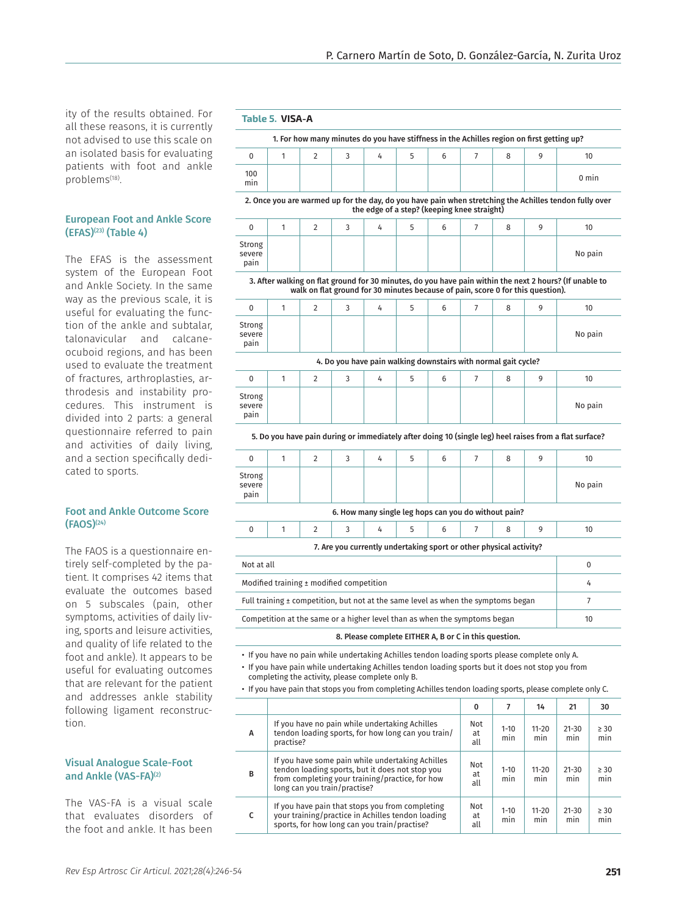ity of the results obtained. For all these reasons, it is currently not advised to use this scale on an isolated basis for evaluating patients with foot and ankle problems[18].

### European Foot and Ankle Score (EFAS)[23] (Table 4)

The EFAS is the assessment system of the European Foot and Ankle Society. In the same way as the previous scale, it is useful for evaluating the function of the ankle and subtalar, talonavicular and calcaneocuboid regions, and has been used to evaluate the treatment of fractures, arthroplasties, arthrodesis and instability procedures. This instrument is divided into 2 parts: a general questionnaire referred to pain and activities of daily living, and a section specifically dedicated to sports.

### Foot and Ankle Outcome Score (FAOS)[24]

The FAOS is a questionnaire entirely self-completed by the patient. It comprises 42 items that evaluate the outcomes based on 5 subscales (pain, other symptoms, activities of daily living, sports and leisure activities, and quality of life related to the foot and ankle). It appears to be useful for evaluating outcomes that are relevant for the patient and addresses ankle stability following ligament reconstruction.

### Visual Analogue Scale-Foot and Ankle (VAS-FA)[2]

The VAS-FA is a visual scale that evaluates disorders of the foot and ankle. It has been

**Table 5. VISA-A**

**1. For how many minutes do you have stiffness in the Achilles region on first getting up?**

| 0 | 1 | 2 | 3 | 4 | 5 | 6 | 7 | 8 | 9 | 10 |
|---|---|---|---|---|---|---|---|---|---|---|
| 100 min | | | | | | | | | | 0 min |

**2. Once you are warmed up for the day, do you have pain when stretching the Achilles tendon fully over the edge of a step? (keeping knee straight)**

| 0 | 1 | 2 | 3 | 4 | 5 | 6 | 7 | 8 | 9 | 10 |
|---|---|---|---|---|---|---|---|---|---|---|
| Strong severe pain | | | | | | | | | | No pain |

**3. After walking on flat ground for 30 minutes, do you have pain within the next 2 hours? (If unable to walk on flat ground for 30 minutes because of pain, score 0 for this question).**

| 0 | 1 | 2 | 3 | 4 | 5 | 6 | 7 | 8 | 9 | 10 |
|---|---|---|---|---|---|---|---|---|---|---|
| Strong severe pain | | | | | | | | | | No pain |

**4. Do you have pain walking downstairs with normal gait cycle?**

| 0 | 1 | 2 | 3 | 4 | 5 | 6 | 7 | 8 | 9 | 10 |
|---|---|---|---|---|---|---|---|---|---|---|
| Strong severe pain | | | | | | | | | | No pain |

**5. Do you have pain during or immediately after doing 10 (single leg) heel raises from a flat surface?**

| 0 | 1 | 2 | 3 | 4 | 5 | 6 | 7 | 8 | 9 | 10 |
|---|---|---|---|---|---|---|---|---|---|---|
| Strong severe pain | | | | | | | | | | No pain |

**6. How many single leg hops can you do without pain?**

| 0 | 1 | 2 | 3 | 4 | 5 | 6 | 7 | 8 | 9 | 10 |
|---|---|---|---|---|---|---|---|---|---|---|

**7. Are you currently undertaking sport or other physical activity?**

| | |
|---|---|
| Not at all | 0 |
| Modified training ± modified competition | 4 |
| Full training ± competition, but not at the same level as when the symptoms began | 7 |
| Competition at the same or a higher level than as when the symptoms began | 10 |

**8. Please complete EITHER A, B or C in this question.**

- If you have no pain while undertaking Achilles tendon loading sports please complete only A.
- If you have pain while undertaking Achilles tendon loading sports but it does not stop you from completing the activity, please complete only B.
- If you have pain that stops you from completing Achilles tendon loading sports, please complete only C.

| | | 0 | 7 | 14 | 21 | 30 |
|---|---|---|---|---|---|---|
| A | If you have no pain while undertaking Achilles tendon loading sports, for how long can you train/practise? | Not at all | 1-10 min | 11-20 min | 21-30 min | ≥ 30 min |
| B | If you have some pain while undertaking Achilles tendon loading sports, but it does not stop you from completing your training/practice, for how long can you train/practise? | Not at all | 1-10 min | 11-20 min | 21-30 min | ≥ 30 min |
| C | If you have pain that stops you from completing your training/practice in Achilles tendon loading sports, for how long can you train/practise? | Not at all | 1-10 min | 11-20 min | 21-30 min | ≥ 30 min |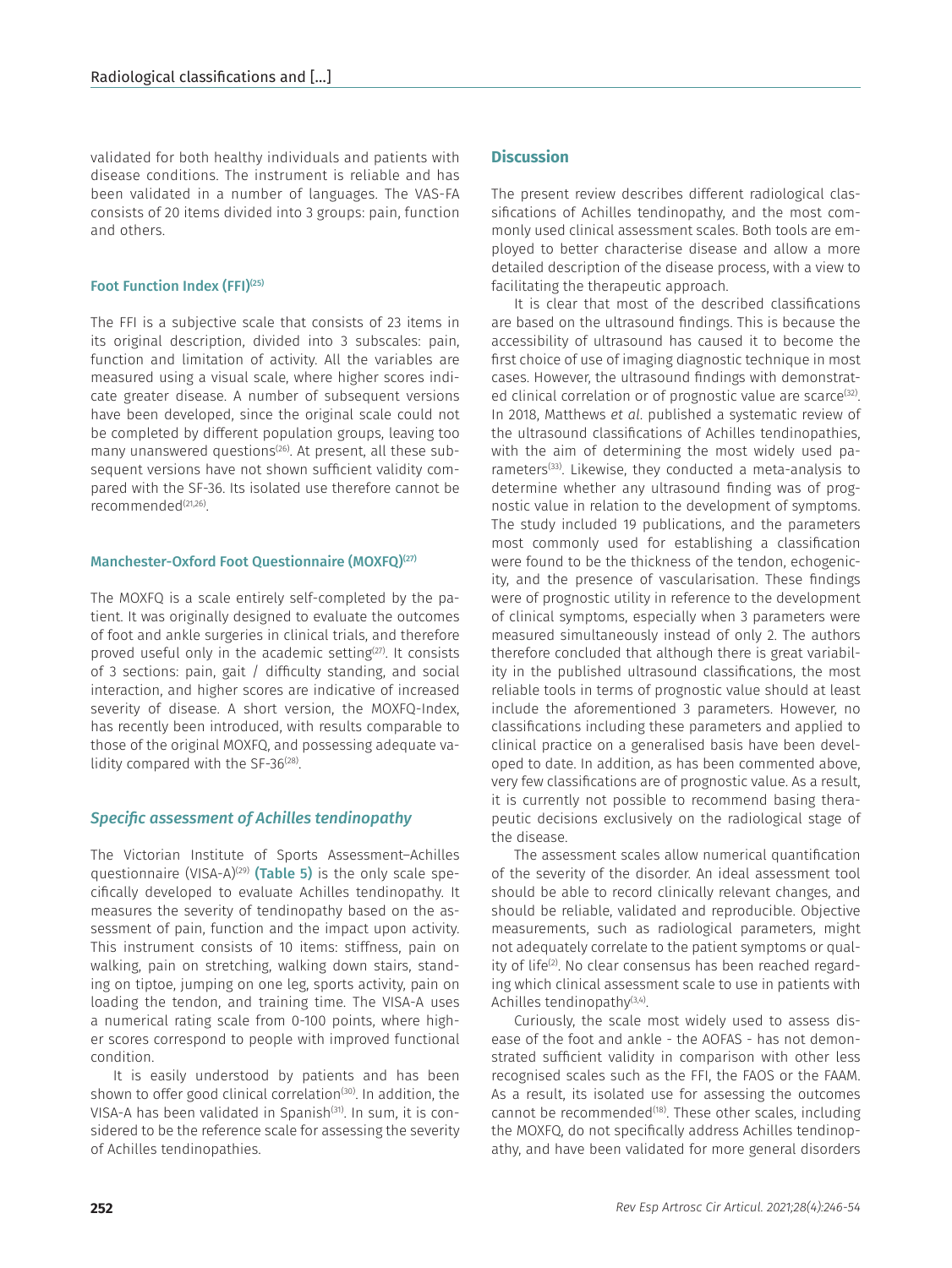validated for both healthy individuals and patients with disease conditions. The instrument is reliable and has been validated in a number of languages. The VAS-FA consists of 20 items divided into 3 groups: pain, function and others.

#### Foot Function Index (FFI)[25]

The FFI is a subjective scale that consists of 23 items in its original description, divided into 3 subscales: pain, function and limitation of activity. All the variables are measured using a visual scale, where higher scores indicate greater disease. A number of subsequent versions have been developed, since the original scale could not be completed by different population groups, leaving too many unanswered questions[26]. At present, all these subsequent versions have not shown sufficient validity compared with the SF-36. Its isolated use therefore cannot be recommended[21,26].

#### Manchester-Oxford Foot Questionnaire (MOXFQ)[27]

The MOXFQ is a scale entirely self-completed by the patient. It was originally designed to evaluate the outcomes of foot and ankle surgeries in clinical trials, and therefore proved useful only in the academic setting[27]. It consists of 3 sections: pain, gait / difficulty standing, and social interaction, and higher scores are indicative of increased severity of disease. A short version, the MOXFQ-Index, has recently been introduced, with results comparable to those of the original MOXFQ, and possessing adequate validity compared with the SF-36[28].

### *Specific assessment of Achilles tendinopathy*

The Victorian Institute of Sports Assessment–Achilles questionnaire (VISA-A)[29] **(Table 5)** is the only scale specifically developed to evaluate Achilles tendinopathy. It measures the severity of tendinopathy based on the assessment of pain, function and the impact upon activity. This instrument consists of 10 items: stiffness, pain on walking, pain on stretching, walking down stairs, standing on tiptoe, jumping on one leg, sports activity, pain on loading the tendon, and training time. The VISA-A uses a numerical rating scale from 0-100 points, where higher scores correspond to people with improved functional condition.

It is easily understood by patients and has been shown to offer good clinical correlation[30]. In addition, the VISA-A has been validated in Spanish[31]. In sum, it is considered to be the reference scale for assessing the severity of Achilles tendinopathies.

## Discussion

The present review describes different radiological classifications of Achilles tendinopathy, and the most commonly used clinical assessment scales. Both tools are employed to better characterise disease and allow a more detailed description of the disease process, with a view to facilitating the therapeutic approach.

It is clear that most of the described classifications are based on the ultrasound findings. This is because the accessibility of ultrasound has caused it to become the first choice of use of imaging diagnostic technique in most cases. However, the ultrasound findings with demonstrated clinical correlation or of prognostic value are scarce[32]. In 2018, Matthews *et al*. published a systematic review of the ultrasound classifications of Achilles tendinopathies, with the aim of determining the most widely used parameters[33]. Likewise, they conducted a meta-analysis to determine whether any ultrasound finding was of prognostic value in relation to the development of symptoms. The study included 19 publications, and the parameters most commonly used for establishing a classification were found to be the thickness of the tendon, echogenicity, and the presence of vascularisation. These findings were of prognostic utility in reference to the development of clinical symptoms, especially when 3 parameters were measured simultaneously instead of only 2. The authors therefore concluded that although there is great variability in the published ultrasound classifications, the most reliable tools in terms of prognostic value should at least include the aforementioned 3 parameters. However, no classifications including these parameters and applied to clinical practice on a generalised basis have been developed to date. In addition, as has been commented above, very few classifications are of prognostic value. As a result, it is currently not possible to recommend basing therapeutic decisions exclusively on the radiological stage of the disease.

The assessment scales allow numerical quantification of the severity of the disorder. An ideal assessment tool should be able to record clinically relevant changes, and should be reliable, validated and reproducible. Objective measurements, such as radiological parameters, might not adequately correlate to the patient symptoms or quality of life[2]. No clear consensus has been reached regarding which clinical assessment scale to use in patients with Achilles tendinopathy[3,4].

Curiously, the scale most widely used to assess disease of the foot and ankle - the AOFAS - has not demonstrated sufficient validity in comparison with other less recognised scales such as the FFI, the FAOS or the FAAM. As a result, its isolated use for assessing the outcomes cannot be recommended[18]. These other scales, including the MOXFQ, do not specifically address Achilles tendinopathy, and have been validated for more general disorders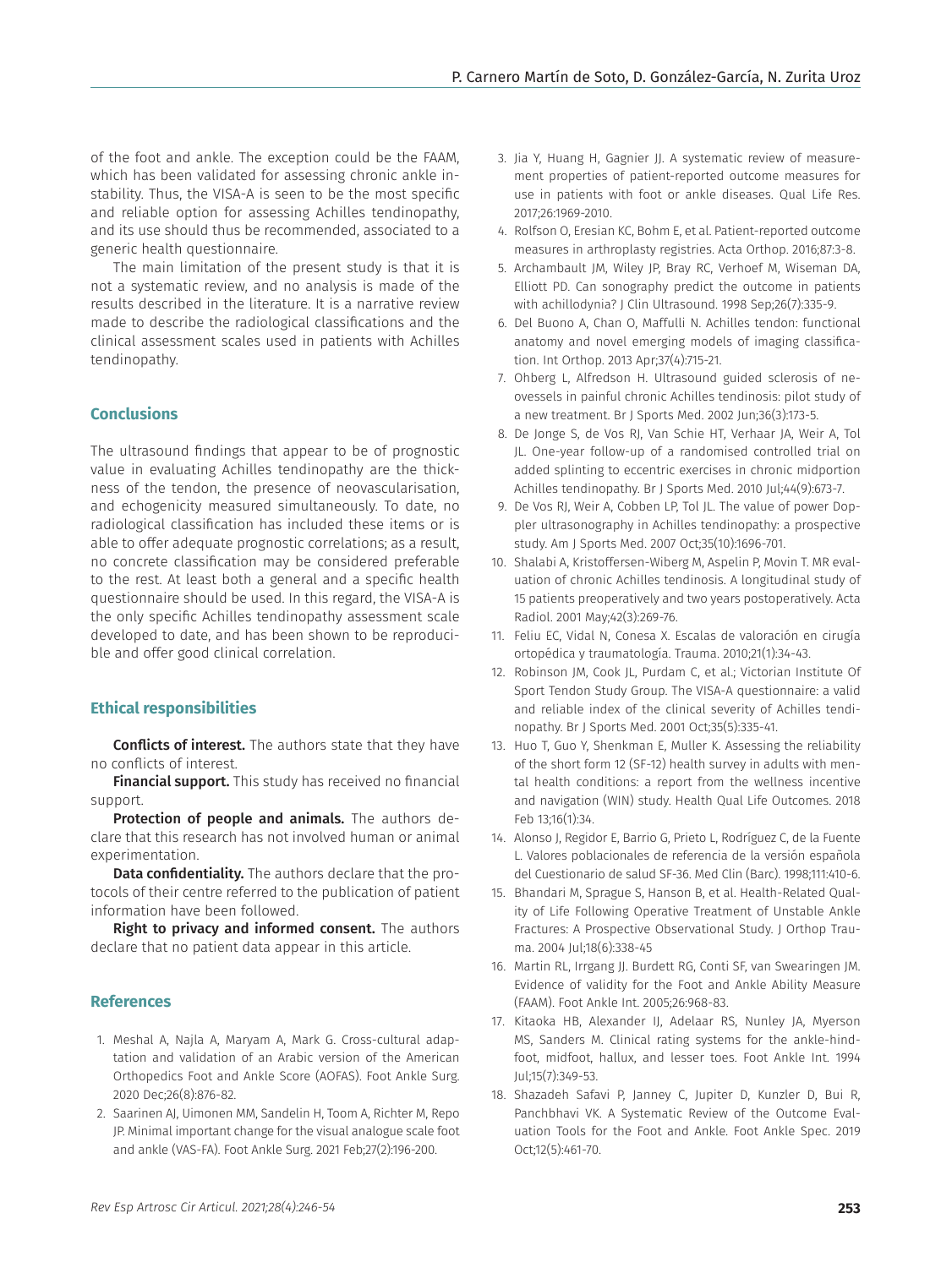of the foot and ankle. The exception could be the FAAM, which has been validated for assessing chronic ankle instability. Thus, the VISA-A is seen to be the most specific and reliable option for assessing Achilles tendinopathy, and its use should thus be recommended, associated to a generic health questionnaire.

The main limitation of the present study is that it is not a systematic review, and no analysis is made of the results described in the literature. It is a narrative review made to describe the radiological classifications and the clinical assessment scales used in patients with Achilles tendinopathy.

## Conclusions

The ultrasound findings that appear to be of prognostic value in evaluating Achilles tendinopathy are the thickness of the tendon, the presence of neovascularisation, and echogenicity measured simultaneously. To date, no radiological classification has included these items or is able to offer adequate prognostic correlations; as a result, no concrete classification may be considered preferable to the rest. At least both a general and a specific health questionnaire should be used. In this regard, the VISA-A is the only specific Achilles tendinopathy assessment scale developed to date, and has been shown to be reproducible and offer good clinical correlation.

## Ethical responsibilities

**Conflicts of interest.** The authors state that they have no conflicts of interest.

**Financial support.** This study has received no financial support.

**Protection of people and animals.** The authors declare that this research has not involved human or animal experimentation.

**Data confidentiality.** The authors declare that the protocols of their centre referred to the publication of patient information have been followed.

**Right to privacy and informed consent.** The authors declare that no patient data appear in this article.

## References

1. Meshal A, Najla A, Maryam A, Mark G. Cross-cultural adaptation and validation of an Arabic version of the American Orthopedics Foot and Ankle Score (AOFAS). Foot Ankle Surg. 2020 Dec;26(8):876-82.
2. Saarinen AJ, Uimonen MM, Sandelin H, Toom A, Richter M, Repo JP. Minimal important change for the visual analogue scale foot and ankle (VAS-FA). Foot Ankle Surg. 2021 Feb;27(2):196-200.
3. Jia Y, Huang H, Gagnier JJ. A systematic review of measurement properties of patient-reported outcome measures for use in patients with foot or ankle diseases. Qual Life Res. 2017;26:1969-2010.
4. Rolfson O, Eresian KC, Bohm E, et al. Patient-reported outcome measures in arthroplasty registries. Acta Orthop. 2016;87:3-8.
5. Archambault JM, Wiley JP, Bray RC, Verhoef M, Wiseman DA, Elliott PD. Can sonography predict the outcome in patients with achillodynia? J Clin Ultrasound. 1998 Sep;26(7):335-9.
6. Del Buono A, Chan O, Maffulli N. Achilles tendon: functional anatomy and novel emerging models of imaging classification. Int Orthop. 2013 Apr;37(4):715-21.
7. Ohberg L, Alfredson H. Ultrasound guided sclerosis of neovessels in painful chronic Achilles tendinosis: pilot study of a new treatment. Br J Sports Med. 2002 Jun;36(3):173-5.
8. De Jonge S, de Vos RJ, Van Schie HT, Verhaar JA, Weir A, Tol JL. One-year follow-up of a randomised controlled trial on added splinting to eccentric exercises in chronic midportion Achilles tendinopathy. Br J Sports Med. 2010 Jul;44(9):673-7.
9. De Vos RJ, Weir A, Cobben LP, Tol JL. The value of power Doppler ultrasonography in Achilles tendinopathy: a prospective study. Am J Sports Med. 2007 Oct;35(10):1696-701.
10. Shalabi A, Kristoffersen-Wiberg M, Aspelin P, Movin T. MR evaluation of chronic Achilles tendinosis. A longitudinal study of 15 patients preoperatively and two years postoperatively. Acta Radiol. 2001 May;42(3):269-76.
11. Feliu EC, Vidal N, Conesa X. Escalas de valoración en cirugía ortopédica y traumatología. Trauma. 2010;21(1):34-43.
12. Robinson JM, Cook JL, Purdam C, et al.; Victorian Institute Of Sport Tendon Study Group. The VISA-A questionnaire: a valid and reliable index of the clinical severity of Achilles tendinopathy. Br J Sports Med. 2001 Oct;35(5):335-41.
13. Huo T, Guo Y, Shenkman E, Muller K. Assessing the reliability of the short form 12 (SF-12) health survey in adults with mental health conditions: a report from the wellness incentive and navigation (WIN) study. Health Qual Life Outcomes. 2018 Feb 13;16(1):34.
14. Alonso J, Regidor E, Barrio G, Prieto L, Rodríguez C, de la Fuente L. Valores poblacionales de referencia de la versión española del Cuestionario de salud SF-36. Med Clin (Barc). 1998;111:410-6.
15. Bhandari M, Sprague S, Hanson B, et al. Health-Related Quality of Life Following Operative Treatment of Unstable Ankle Fractures: A Prospective Observational Study. J Orthop Trauma. 2004 Jul;18(6):338-45
16. Martin RL, Irrgang JJ. Burdett RG, Conti SF, van Swearingen JM. Evidence of validity for the Foot and Ankle Ability Measure (FAAM). Foot Ankle Int. 2005;26:968-83.
17. Kitaoka HB, Alexander IJ, Adelaar RS, Nunley JA, Myerson MS, Sanders M. Clinical rating systems for the ankle-hindfoot, midfoot, hallux, and lesser toes. Foot Ankle Int. 1994 Jul;15(7):349-53.
18. Shazadeh Safavi P, Janney C, Jupiter D, Kunzler D, Bui R, Panchbhavi VK. A Systematic Review of the Outcome Evaluation Tools for the Foot and Ankle. Foot Ankle Spec. 2019 Oct;12(5):461-70.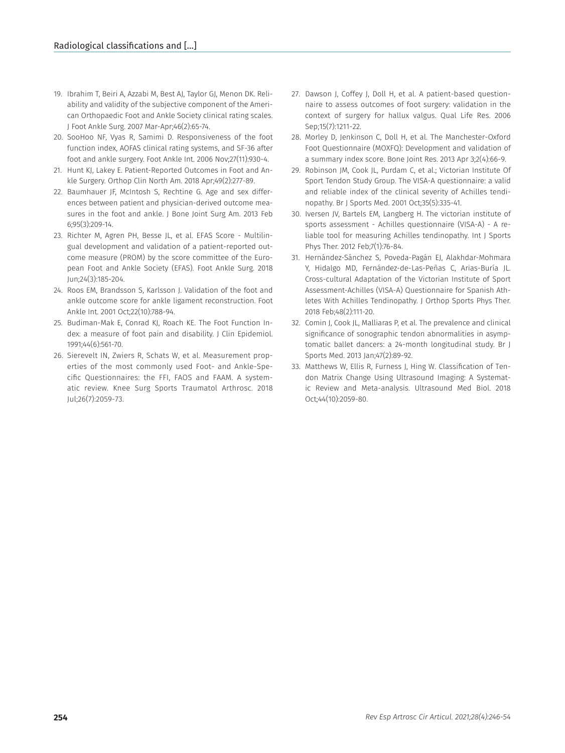19. Ibrahim T, Beiri A, Azzabi M, Best AJ, Taylor GJ, Menon DK. Reliability and validity of the subjective component of the American Orthopaedic Foot and Ankle Society clinical rating scales. J Foot Ankle Surg. 2007 Mar-Apr;46(2):65-74.
20. SooHoo NF, Vyas R, Samimi D. Responsiveness of the foot function index, AOFAS clinical rating systems, and SF-36 after foot and ankle surgery. Foot Ankle Int. 2006 Nov;27(11):930-4.
21. Hunt KJ, Lakey E. Patient-Reported Outcomes in Foot and Ankle Surgery. Orthop Clin North Am. 2018 Apr;49(2):277-89.
22. Baumhauer JF, McIntosh S, Rechtine G. Age and sex differences between patient and physician-derived outcome measures in the foot and ankle. J Bone Joint Surg Am. 2013 Feb 6;95(3):209-14.
23. Richter M, Agren PH, Besse JL, et al. EFAS Score - Multilingual development and validation of a patient-reported outcome measure (PROM) by the score committee of the European Foot and Ankle Society (EFAS). Foot Ankle Surg. 2018 Jun;24(3):185-204.
24. Roos EM, Brandsson S, Karlsson J. Validation of the foot and ankle outcome score for ankle ligament reconstruction. Foot Ankle Int. 2001 Oct;22(10):788-94.
25. Budiman-Mak E, Conrad KJ, Roach KE. The Foot Function Index: a measure of foot pain and disability. J Clin Epidemiol. 1991;44(6):561-70.
26. Sierevelt IN, Zwiers R, Schats W, et al. Measurement properties of the most commonly used Foot- and Ankle-Specific Questionnaires: the FFI, FAOS and FAAM. A systematic review. Knee Surg Sports Traumatol Arthrosc. 2018 Jul;26(7):2059-73.
27. Dawson J, Coffey J, Doll H, et al. A patient-based questionnaire to assess outcomes of foot surgery: validation in the context of surgery for hallux valgus. Qual Life Res. 2006 Sep;15(7):1211-22.
28. Morley D, Jenkinson C, Doll H, et al. The Manchester-Oxford Foot Questionnaire (MOXFQ): Development and validation of a summary index score. Bone Joint Res. 2013 Apr 3;2(4):66-9.
29. Robinson JM, Cook JL, Purdam C, et al.; Victorian Institute Of Sport Tendon Study Group. The VISA-A questionnaire: a valid and reliable index of the clinical severity of Achilles tendinopathy. Br J Sports Med. 2001 Oct;35(5):335-41.
30. Iversen JV, Bartels EM, Langberg H. The victorian institute of sports assessment - Achilles questionnaire (VISA-A) - A reliable tool for measuring Achilles tendinopathy. Int J Sports Phys Ther. 2012 Feb;7(1):76-84.
31. Hernández-Sánchez S, Poveda-Pagán EJ, Alakhdar-Mohmara Y, Hidalgo MD, Fernández-de-Las-Peñas C, Arias-Buría JL. Cross-cultural Adaptation of the Victorian Institute of Sport Assessment-Achilles (VISA-A) Questionnaire for Spanish Athletes With Achilles Tendinopathy. J Orthop Sports Phys Ther. 2018 Feb;48(2):111-20.
32. Comin J, Cook JL, Malliaras P, et al. The prevalence and clinical significance of sonographic tendon abnormalities in asymptomatic ballet dancers: a 24-month longitudinal study. Br J Sports Med. 2013 Jan;47(2):89-92.
33. Matthews W, Ellis R, Furness J, Hing W. Classification of Tendon Matrix Change Using Ultrasound Imaging: A Systematic Review and Meta-analysis. Ultrasound Med Biol. 2018 Oct;44(10):2059-80.